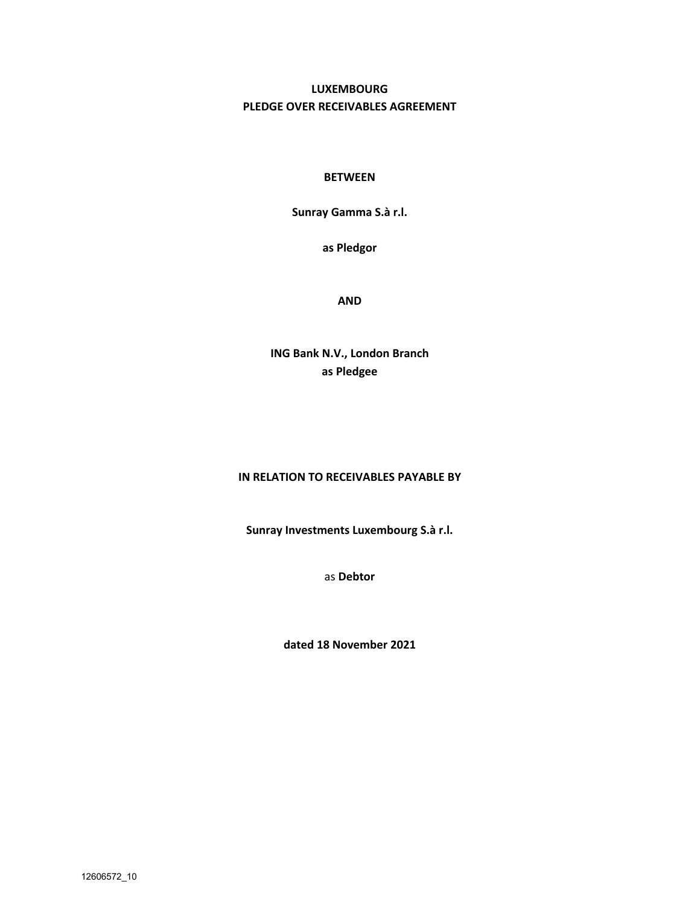# LUXEMBOURG
# PLEDGE OVER RECEIVABLES AGREEMENT

**BETWEEN**

**Sunray Gamma S.à r.l.**

**as Pledgor**

**AND**

**ING Bank N.V., London Branch**
**as Pledgee**

**IN RELATION TO RECEIVABLES PAYABLE BY**

**Sunray Investments Luxembourg S.à r.l.**

as **Debtor**

**dated 18 November 2021**

12606572_10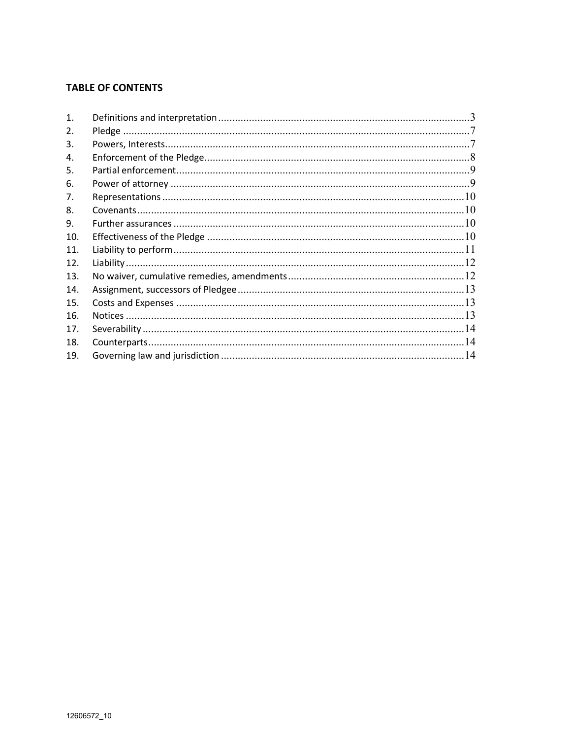**TABLE OF CONTENTS**

| | | |
|---|---|---|
| 1. | Definitions and interpretation | 3 |
| 2. | Pledge | 7 |
| 3. | Powers, Interests | 7 |
| 4. | Enforcement of the Pledge | 8 |
| 5. | Partial enforcement | 9 |
| 6. | Power of attorney | 9 |
| 7. | Representations | 10 |
| 8. | Covenants | 10 |
| 9. | Further assurances | 10 |
| 10. | Effectiveness of the Pledge | 10 |
| 11. | Liability to perform | 11 |
| 12. | Liability | 12 |
| 13. | No waiver, cumulative remedies, amendments | 12 |
| 14. | Assignment, successors of Pledgee | 13 |
| 15. | Costs and Expenses | 13 |
| 16. | Notices | 13 |
| 17. | Severability | 14 |
| 18. | Counterparts | 14 |
| 19. | Governing law and jurisdiction | 14 |

12606572_10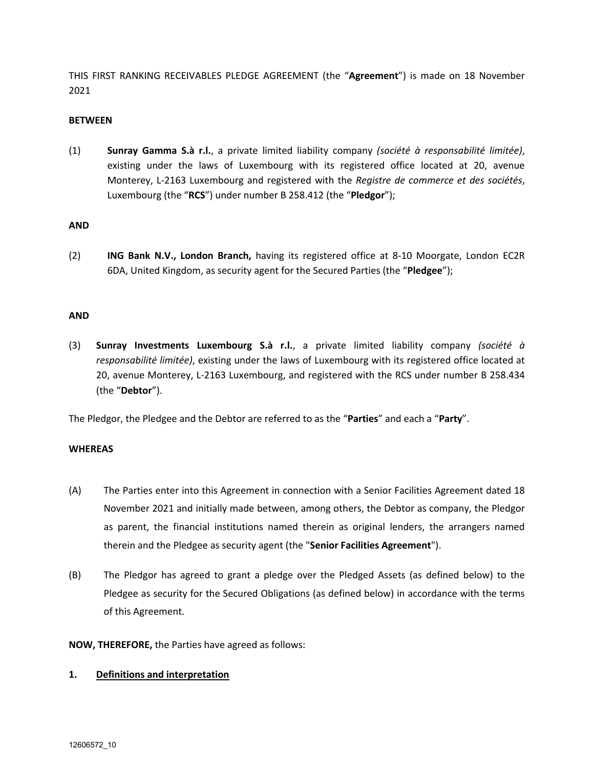THIS FIRST RANKING RECEIVABLES PLEDGE AGREEMENT (the "**Agreement**") is made on 18 November 2021

**BETWEEN**

(1) **Sunray Gamma S.à r.l.**, a private limited liability company *(société à responsabilité limitée)*, existing under the laws of Luxembourg with its registered office located at 20, avenue Monterey, L-2163 Luxembourg and registered with the *Registre de commerce et des sociétés*, Luxembourg (the "**RCS**") under number B 258.412 (the "**Pledgor**");

**AND**

(2) **ING Bank N.V., London Branch,** having its registered office at 8-10 Moorgate, London EC2R 6DA, United Kingdom, as security agent for the Secured Parties (the "**Pledgee**");

**AND**

(3) **Sunray Investments Luxembourg S.à r.l.**, a private limited liability company *(société à responsabilité limitée)*, existing under the laws of Luxembourg with its registered office located at 20, avenue Monterey, L-2163 Luxembourg, and registered with the RCS under number B 258.434 (the "**Debtor**").

The Pledgor, the Pledgee and the Debtor are referred to as the "**Parties**" and each a "**Party**".

**WHEREAS**

(A) The Parties enter into this Agreement in connection with a Senior Facilities Agreement dated 18 November 2021 and initially made between, among others, the Debtor as company, the Pledgor as parent, the financial institutions named therein as original lenders, the arrangers named therein and the Pledgee as security agent (the "**Senior Facilities Agreement**").

(B) The Pledgor has agreed to grant a pledge over the Pledged Assets (as defined below) to the Pledgee as security for the Secured Obligations (as defined below) in accordance with the terms of this Agreement.

**NOW, THEREFORE,** the Parties have agreed as follows:

## 1. Definitions and interpretation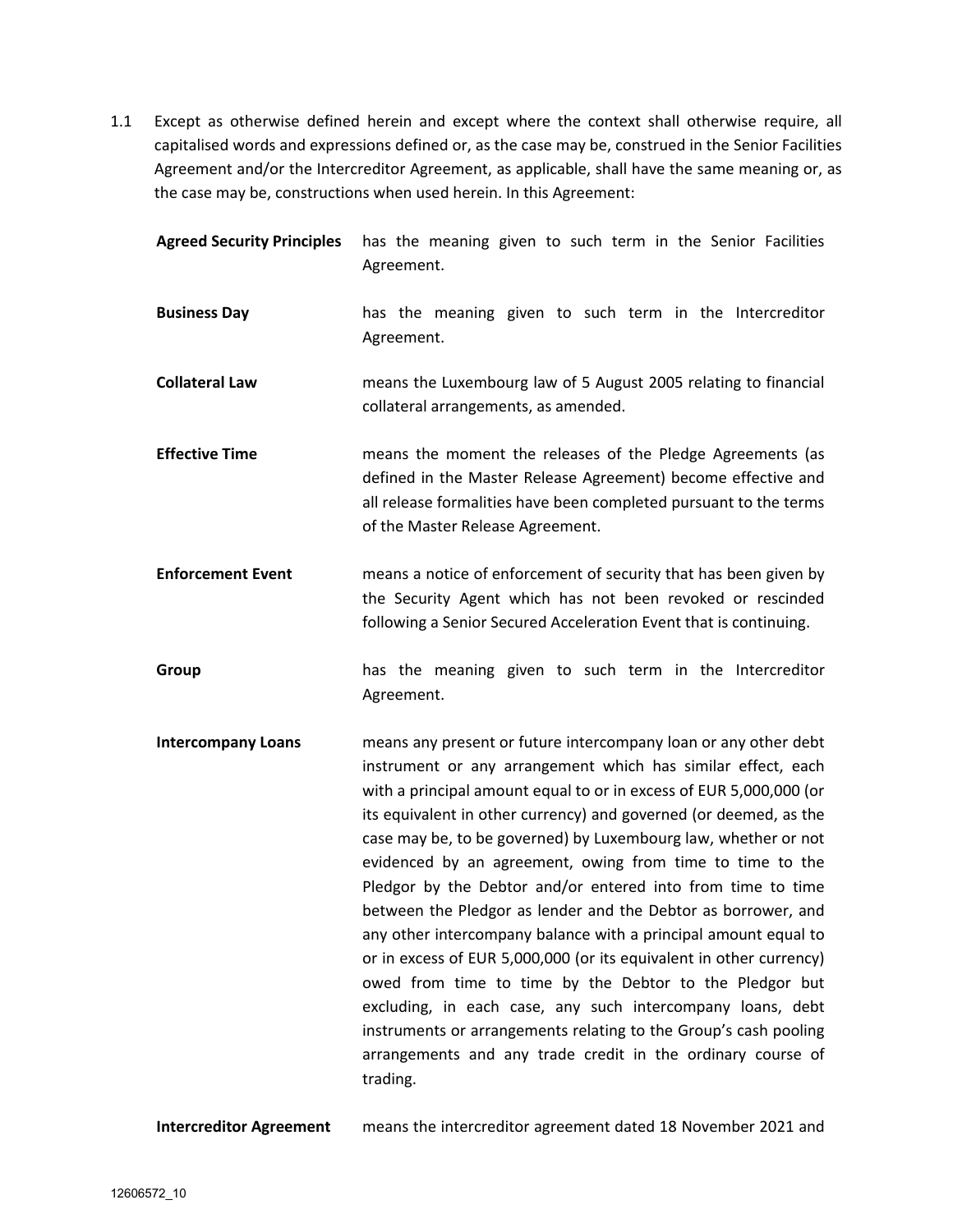1.1 Except as otherwise defined herein and except where the context shall otherwise require, all capitalised words and expressions defined or, as the case may be, construed in the Senior Facilities Agreement and/or the Intercreditor Agreement, as applicable, shall have the same meaning or, as the case may be, constructions when used herein. In this Agreement:

**Agreed Security Principles** has the meaning given to such term in the Senior Facilities Agreement.

**Business Day** has the meaning given to such term in the Intercreditor Agreement.

**Collateral Law** means the Luxembourg law of 5 August 2005 relating to financial collateral arrangements, as amended.

**Effective Time** means the moment the releases of the Pledge Agreements (as defined in the Master Release Agreement) become effective and all release formalities have been completed pursuant to the terms of the Master Release Agreement.

**Enforcement Event** means a notice of enforcement of security that has been given by the Security Agent which has not been revoked or rescinded following a Senior Secured Acceleration Event that is continuing.

**Group** has the meaning given to such term in the Intercreditor Agreement.

**Intercompany Loans** means any present or future intercompany loan or any other debt instrument or any arrangement which has similar effect, each with a principal amount equal to or in excess of EUR 5,000,000 (or its equivalent in other currency) and governed (or deemed, as the case may be, to be governed) by Luxembourg law, whether or not evidenced by an agreement, owing from time to time to the Pledgor by the Debtor and/or entered into from time to time between the Pledgor as lender and the Debtor as borrower, and any other intercompany balance with a principal amount equal to or in excess of EUR 5,000,000 (or its equivalent in other currency) owed from time to time by the Debtor to the Pledgor but excluding, in each case, any such intercompany loans, debt instruments or arrangements relating to the Group's cash pooling arrangements and any trade credit in the ordinary course of trading.

**Intercreditor Agreement** means the intercreditor agreement dated 18 November 2021 and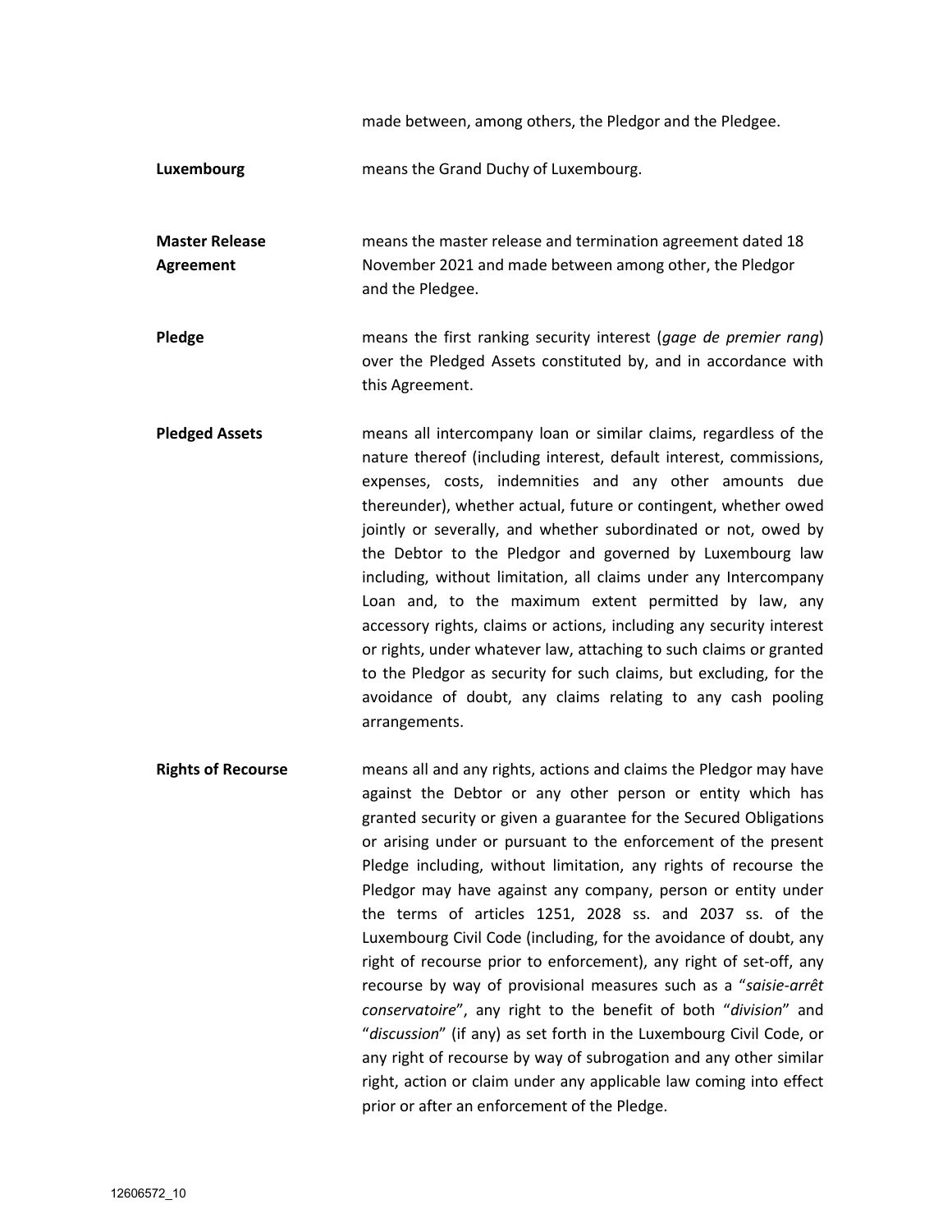made between, among others, the Pledgor and the Pledgee.

**Luxembourg** means the Grand Duchy of Luxembourg.

**Master Release Agreement** means the master release and termination agreement dated 18 November 2021 and made between among other, the Pledgor and the Pledgee.

**Pledge** means the first ranking security interest (*gage de premier rang*) over the Pledged Assets constituted by, and in accordance with this Agreement.

**Pledged Assets** means all intercompany loan or similar claims, regardless of the nature thereof (including interest, default interest, commissions, expenses, costs, indemnities and any other amounts due thereunder), whether actual, future or contingent, whether owed jointly or severally, and whether subordinated or not, owed by the Debtor to the Pledgor and governed by Luxembourg law including, without limitation, all claims under any Intercompany Loan and, to the maximum extent permitted by law, any accessory rights, claims or actions, including any security interest or rights, under whatever law, attaching to such claims or granted to the Pledgor as security for such claims, but excluding, for the avoidance of doubt, any claims relating to any cash pooling arrangements.

**Rights of Recourse** means all and any rights, actions and claims the Pledgor may have against the Debtor or any other person or entity which has granted security or given a guarantee for the Secured Obligations or arising under or pursuant to the enforcement of the present Pledge including, without limitation, any rights of recourse the Pledgor may have against any company, person or entity under the terms of articles 1251, 2028 ss. and 2037 ss. of the Luxembourg Civil Code (including, for the avoidance of doubt, any right of recourse prior to enforcement), any right of set-off, any recourse by way of provisional measures such as a "*saisie-arrêt conservatoire*", any right to the benefit of both "*division*" and "*discussion*" (if any) as set forth in the Luxembourg Civil Code, or any right of recourse by way of subrogation and any other similar right, action or claim under any applicable law coming into effect prior or after an enforcement of the Pledge.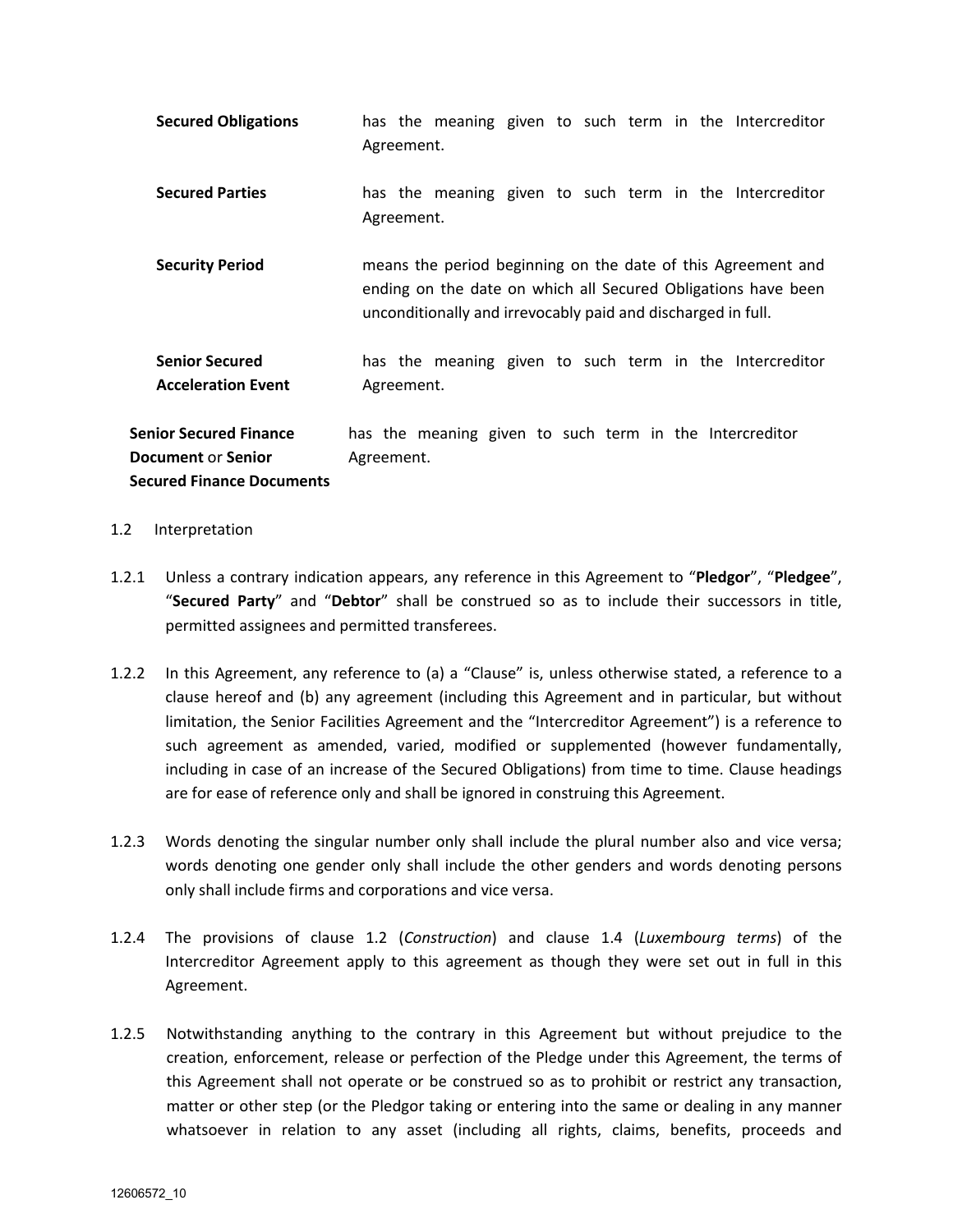| | |
|---|---|
| **Secured Obligations** | has the meaning given to such term in the Intercreditor Agreement. |
| **Secured Parties** | has the meaning given to such term in the Intercreditor Agreement. |
| **Security Period** | means the period beginning on the date of this Agreement and ending on the date on which all Secured Obligations have been unconditionally and irrevocably paid and discharged in full. |
| **Senior Secured Acceleration Event** | has the meaning given to such term in the Intercreditor Agreement. |
| **Senior Secured Finance Document** or **Senior Secured Finance Documents** | has the meaning given to such term in the Intercreditor Agreement. |

1.2 Interpretation

1.2.1 Unless a contrary indication appears, any reference in this Agreement to "**Pledgor**", "**Pledgee**", "**Secured Party**" and "**Debtor**" shall be construed so as to include their successors in title, permitted assignees and permitted transferees.

1.2.2 In this Agreement, any reference to (a) a "Clause" is, unless otherwise stated, a reference to a clause hereof and (b) any agreement (including this Agreement and in particular, but without limitation, the Senior Facilities Agreement and the "Intercreditor Agreement") is a reference to such agreement as amended, varied, modified or supplemented (however fundamentally, including in case of an increase of the Secured Obligations) from time to time. Clause headings are for ease of reference only and shall be ignored in construing this Agreement.

1.2.3 Words denoting the singular number only shall include the plural number also and vice versa; words denoting one gender only shall include the other genders and words denoting persons only shall include firms and corporations and vice versa.

1.2.4 The provisions of clause 1.2 (*Construction*) and clause 1.4 (*Luxembourg terms*) of the Intercreditor Agreement apply to this agreement as though they were set out in full in this Agreement.

1.2.5 Notwithstanding anything to the contrary in this Agreement but without prejudice to the creation, enforcement, release or perfection of the Pledge under this Agreement, the terms of this Agreement shall not operate or be construed so as to prohibit or restrict any transaction, matter or other step (or the Pledgor taking or entering into the same or dealing in any manner whatsoever in relation to any asset (including all rights, claims, benefits, proceeds and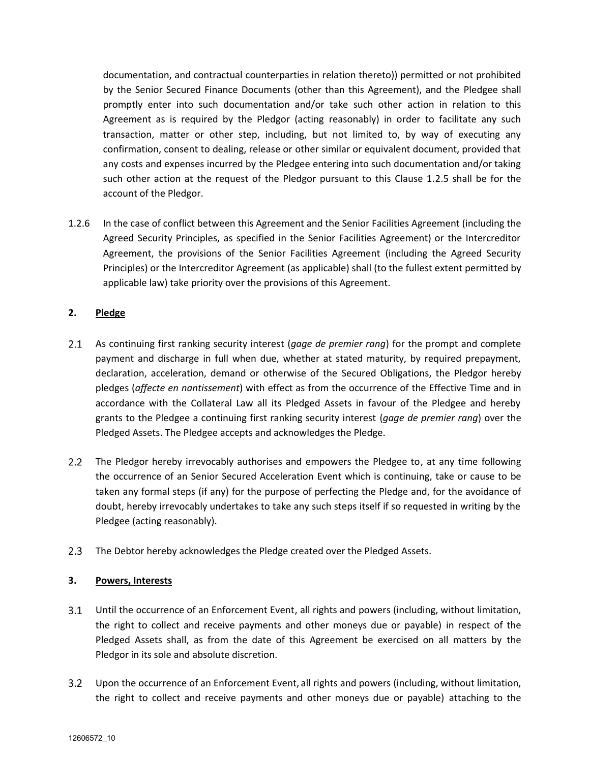documentation, and contractual counterparties in relation thereto)) permitted or not prohibited by the Senior Secured Finance Documents (other than this Agreement), and the Pledgee shall promptly enter into such documentation and/or take such other action in relation to this Agreement as is required by the Pledgor (acting reasonably) in order to facilitate any such transaction, matter or other step, including, but not limited to, by way of executing any confirmation, consent to dealing, release or other similar or equivalent document, provided that any costs and expenses incurred by the Pledgee entering into such documentation and/or taking such other action at the request of the Pledgor pursuant to this Clause 1.2.5 shall be for the account of the Pledgor.

1.2.6 In the case of conflict between this Agreement and the Senior Facilities Agreement (including the Agreed Security Principles, as specified in the Senior Facilities Agreement) or the Intercreditor Agreement, the provisions of the Senior Facilities Agreement (including the Agreed Security Principles) or the Intercreditor Agreement (as applicable) shall (to the fullest extent permitted by applicable law) take priority over the provisions of this Agreement.

## 2. Pledge

2.1 As continuing first ranking security interest (*gage de premier rang*) for the prompt and complete payment and discharge in full when due, whether at stated maturity, by required prepayment, declaration, acceleration, demand or otherwise of the Secured Obligations, the Pledgor hereby pledges (*affecte en nantissement*) with effect as from the occurrence of the Effective Time and in accordance with the Collateral Law all its Pledged Assets in favour of the Pledgee and hereby grants to the Pledgee a continuing first ranking security interest (*gage de premier rang*) over the Pledged Assets. The Pledgee accepts and acknowledges the Pledge.

2.2 The Pledgor hereby irrevocably authorises and empowers the Pledgee to, at any time following the occurrence of an Senior Secured Acceleration Event which is continuing, take or cause to be taken any formal steps (if any) for the purpose of perfecting the Pledge and, for the avoidance of doubt, hereby irrevocably undertakes to take any such steps itself if so requested in writing by the Pledgee (acting reasonably).

2.3 The Debtor hereby acknowledges the Pledge created over the Pledged Assets.

## 3. Powers, Interests

3.1 Until the occurrence of an Enforcement Event, all rights and powers (including, without limitation, the right to collect and receive payments and other moneys due or payable) in respect of the Pledged Assets shall, as from the date of this Agreement be exercised on all matters by the Pledgor in its sole and absolute discretion.

3.2 Upon the occurrence of an Enforcement Event, all rights and powers (including, without limitation, the right to collect and receive payments and other moneys due or payable) attaching to the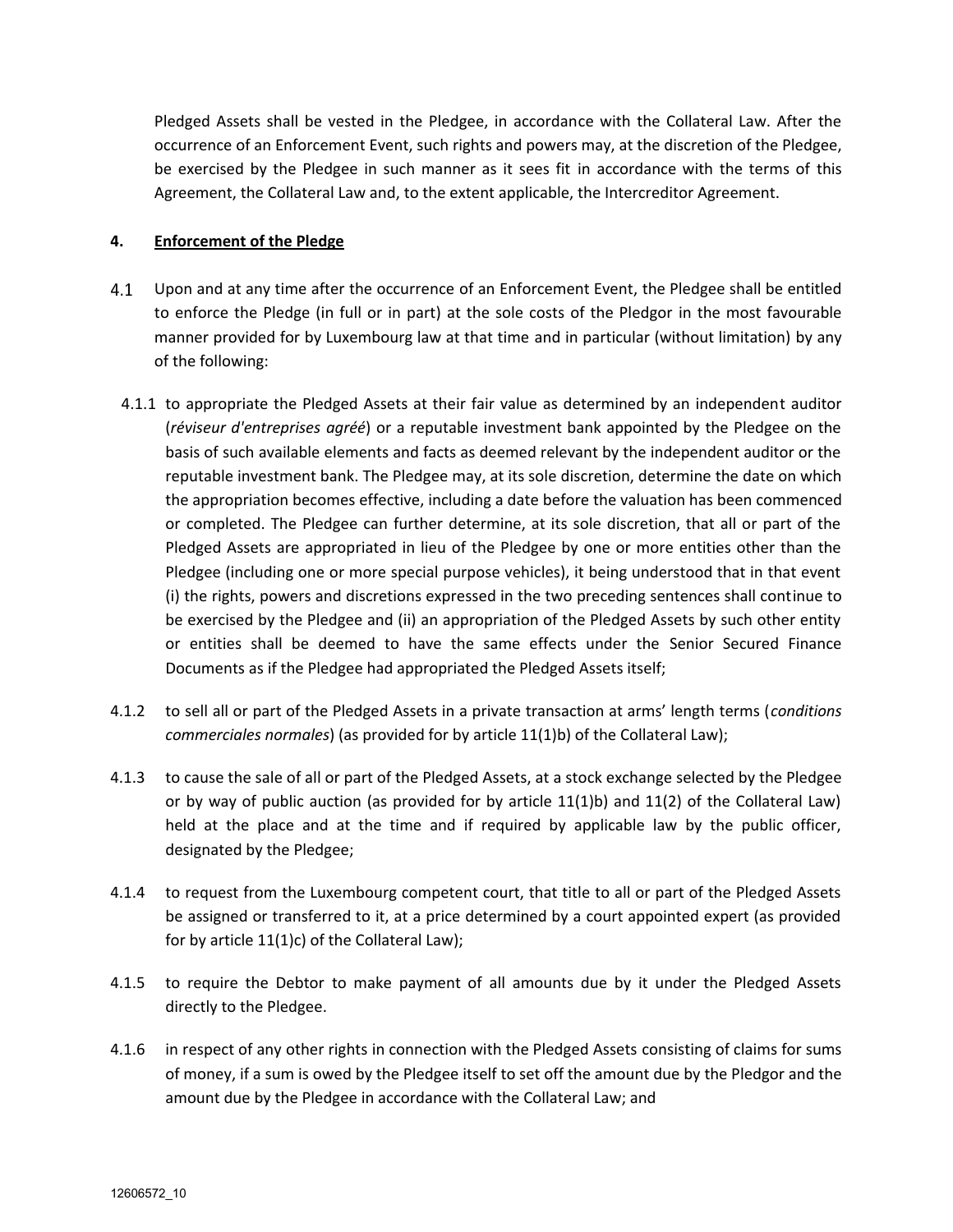Pledged Assets shall be vested in the Pledgee, in accordance with the Collateral Law. After the occurrence of an Enforcement Event, such rights and powers may, at the discretion of the Pledgee, be exercised by the Pledgee in such manner as it sees fit in accordance with the terms of this Agreement, the Collateral Law and, to the extent applicable, the Intercreditor Agreement.

## 4. Enforcement of the Pledge

4.1 Upon and at any time after the occurrence of an Enforcement Event, the Pledgee shall be entitled to enforce the Pledge (in full or in part) at the sole costs of the Pledgor in the most favourable manner provided for by Luxembourg law at that time and in particular (without limitation) by any of the following:

4.1.1 to appropriate the Pledged Assets at their fair value as determined by an independent auditor (*réviseur d'entreprises agréé*) or a reputable investment bank appointed by the Pledgee on the basis of such available elements and facts as deemed relevant by the independent auditor or the reputable investment bank. The Pledgee may, at its sole discretion, determine the date on which the appropriation becomes effective, including a date before the valuation has been commenced or completed. The Pledgee can further determine, at its sole discretion, that all or part of the Pledged Assets are appropriated in lieu of the Pledgee by one or more entities other than the Pledgee (including one or more special purpose vehicles), it being understood that in that event (i) the rights, powers and discretions expressed in the two preceding sentences shall continue to be exercised by the Pledgee and (ii) an appropriation of the Pledged Assets by such other entity or entities shall be deemed to have the same effects under the Senior Secured Finance Documents as if the Pledgee had appropriated the Pledged Assets itself;

4.1.2 to sell all or part of the Pledged Assets in a private transaction at arms' length terms (*conditions commerciales normales*) (as provided for by article 11(1)b) of the Collateral Law);

4.1.3 to cause the sale of all or part of the Pledged Assets, at a stock exchange selected by the Pledgee or by way of public auction (as provided for by article 11(1)b) and 11(2) of the Collateral Law) held at the place and at the time and if required by applicable law by the public officer, designated by the Pledgee;

4.1.4 to request from the Luxembourg competent court, that title to all or part of the Pledged Assets be assigned or transferred to it, at a price determined by a court appointed expert (as provided for by article 11(1)c) of the Collateral Law);

4.1.5 to require the Debtor to make payment of all amounts due by it under the Pledged Assets directly to the Pledgee.

4.1.6 in respect of any other rights in connection with the Pledged Assets consisting of claims for sums of money, if a sum is owed by the Pledgee itself to set off the amount due by the Pledgor and the amount due by the Pledgee in accordance with the Collateral Law; and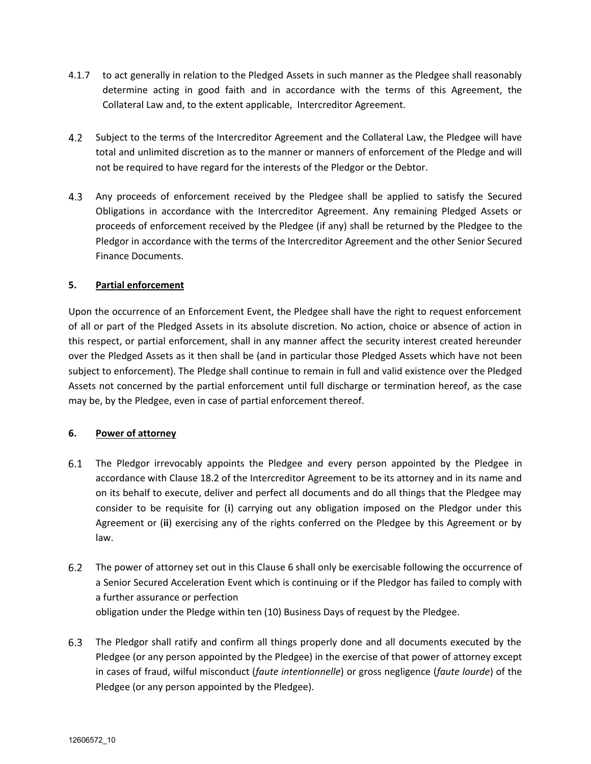4.1.7 to act generally in relation to the Pledged Assets in such manner as the Pledgee shall reasonably determine acting in good faith and in accordance with the terms of this Agreement, the Collateral Law and, to the extent applicable, Intercreditor Agreement.

4.2 Subject to the terms of the Intercreditor Agreement and the Collateral Law, the Pledgee will have total and unlimited discretion as to the manner or manners of enforcement of the Pledge and will not be required to have regard for the interests of the Pledgor or the Debtor.

4.3 Any proceeds of enforcement received by the Pledgee shall be applied to satisfy the Secured Obligations in accordance with the Intercreditor Agreement. Any remaining Pledged Assets or proceeds of enforcement received by the Pledgee (if any) shall be returned by the Pledgee to the Pledgor in accordance with the terms of the Intercreditor Agreement and the other Senior Secured Finance Documents.

## 5. <u>Partial enforcement</u>

Upon the occurrence of an Enforcement Event, the Pledgee shall have the right to request enforcement of all or part of the Pledged Assets in its absolute discretion. No action, choice or absence of action in this respect, or partial enforcement, shall in any manner affect the security interest created hereunder over the Pledged Assets as it then shall be (and in particular those Pledged Assets which have not been subject to enforcement). The Pledge shall continue to remain in full and valid existence over the Pledged Assets not concerned by the partial enforcement until full discharge or termination hereof, as the case may be, by the Pledgee, even in case of partial enforcement thereof.

## 6. <u>Power of attorney</u>

6.1 The Pledgor irrevocably appoints the Pledgee and every person appointed by the Pledgee in accordance with Clause 18.2 of the Intercreditor Agreement to be its attorney and in its name and on its behalf to execute, deliver and perfect all documents and do all things that the Pledgee may consider to be requisite for (**i**) carrying out any obligation imposed on the Pledgor under this Agreement or (**ii**) exercising any of the rights conferred on the Pledgee by this Agreement or by law.

6.2 The power of attorney set out in this Clause 6 shall only be exercisable following the occurrence of a Senior Secured Acceleration Event which is continuing or if the Pledgor has failed to comply with a further assurance or perfection obligation under the Pledge within ten (10) Business Days of request by the Pledgee.

6.3 The Pledgor shall ratify and confirm all things properly done and all documents executed by the Pledgee (or any person appointed by the Pledgee) in the exercise of that power of attorney except in cases of fraud, wilful misconduct (*faute intentionnelle*) or gross negligence (*faute lourde*) of the Pledgee (or any person appointed by the Pledgee).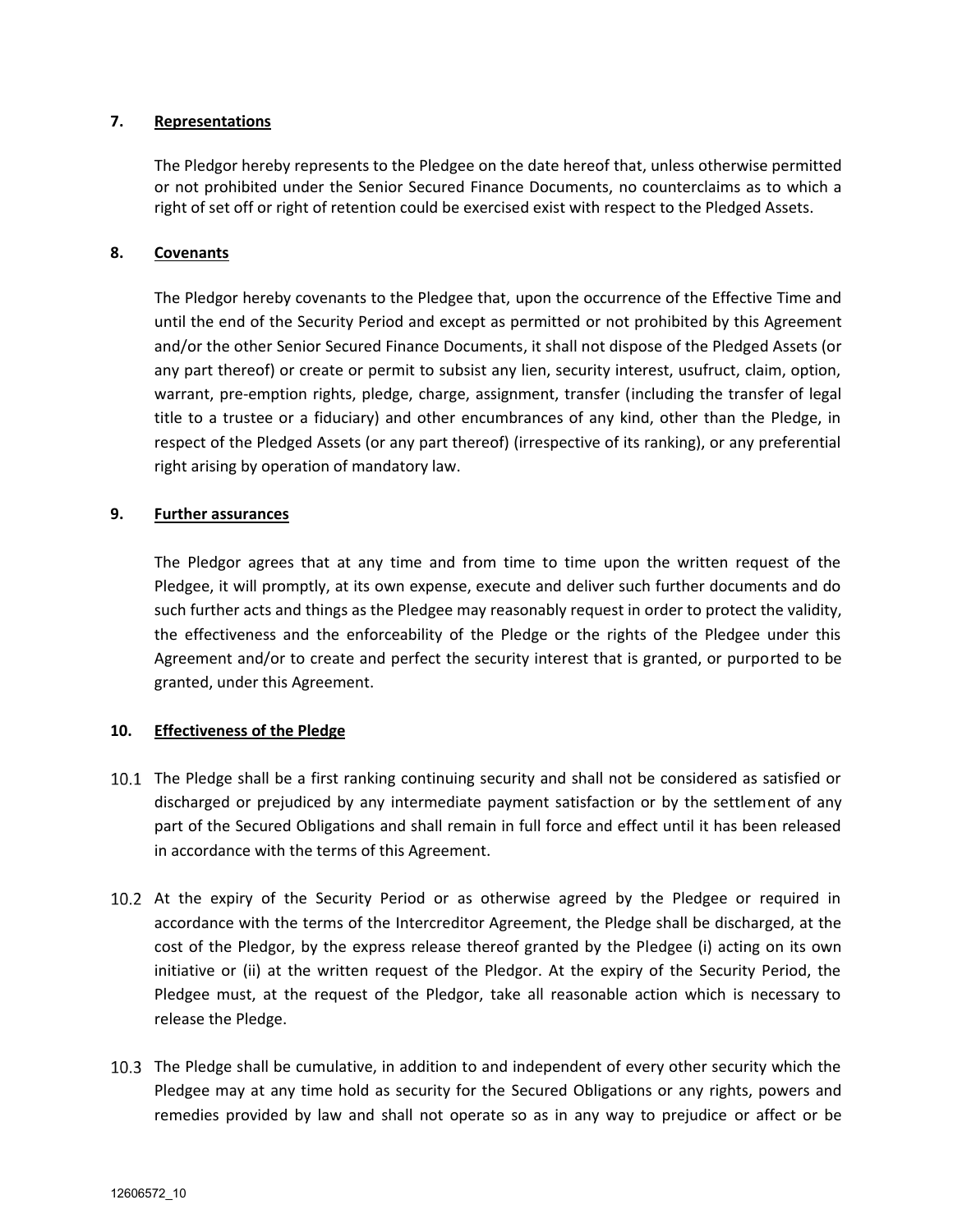## 7. Representations

The Pledgor hereby represents to the Pledgee on the date hereof that, unless otherwise permitted or not prohibited under the Senior Secured Finance Documents, no counterclaims as to which a right of set off or right of retention could be exercised exist with respect to the Pledged Assets.

## 8. Covenants

The Pledgor hereby covenants to the Pledgee that, upon the occurrence of the Effective Time and until the end of the Security Period and except as permitted or not prohibited by this Agreement and/or the other Senior Secured Finance Documents, it shall not dispose of the Pledged Assets (or any part thereof) or create or permit to subsist any lien, security interest, usufruct, claim, option, warrant, pre-emption rights, pledge, charge, assignment, transfer (including the transfer of legal title to a trustee or a fiduciary) and other encumbrances of any kind, other than the Pledge, in respect of the Pledged Assets (or any part thereof) (irrespective of its ranking), or any preferential right arising by operation of mandatory law.

## 9. Further assurances

The Pledgor agrees that at any time and from time to time upon the written request of the Pledgee, it will promptly, at its own expense, execute and deliver such further documents and do such further acts and things as the Pledgee may reasonably request in order to protect the validity, the effectiveness and the enforceability of the Pledge or the rights of the Pledgee under this Agreement and/or to create and perfect the security interest that is granted, or purported to be granted, under this Agreement.

## 10. Effectiveness of the Pledge

10.1 The Pledge shall be a first ranking continuing security and shall not be considered as satisfied or discharged or prejudiced by any intermediate payment satisfaction or by the settlement of any part of the Secured Obligations and shall remain in full force and effect until it has been released in accordance with the terms of this Agreement.

10.2 At the expiry of the Security Period or as otherwise agreed by the Pledgee or required in accordance with the terms of the Intercreditor Agreement, the Pledge shall be discharged, at the cost of the Pledgor, by the express release thereof granted by the Pledgee (i) acting on its own initiative or (ii) at the written request of the Pledgor. At the expiry of the Security Period, the Pledgee must, at the request of the Pledgor, take all reasonable action which is necessary to release the Pledge.

10.3 The Pledge shall be cumulative, in addition to and independent of every other security which the Pledgee may at any time hold as security for the Secured Obligations or any rights, powers and remedies provided by law and shall not operate so as in any way to prejudice or affect or be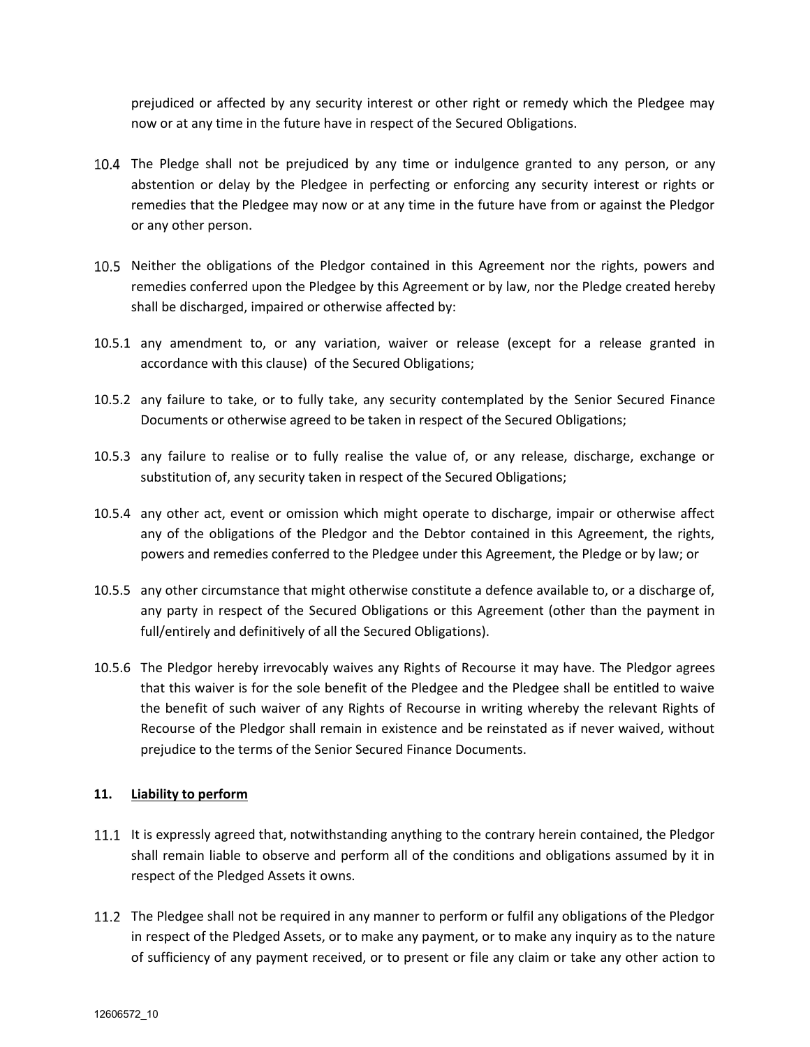prejudiced or affected by any security interest or other right or remedy which the Pledgee may now or at any time in the future have in respect of the Secured Obligations.

10.4 The Pledge shall not be prejudiced by any time or indulgence granted to any person, or any abstention or delay by the Pledgee in perfecting or enforcing any security interest or rights or remedies that the Pledgee may now or at any time in the future have from or against the Pledgor or any other person.

10.5 Neither the obligations of the Pledgor contained in this Agreement nor the rights, powers and remedies conferred upon the Pledgee by this Agreement or by law, nor the Pledge created hereby shall be discharged, impaired or otherwise affected by:

10.5.1 any amendment to, or any variation, waiver or release (except for a release granted in accordance with this clause) of the Secured Obligations;

10.5.2 any failure to take, or to fully take, any security contemplated by the Senior Secured Finance Documents or otherwise agreed to be taken in respect of the Secured Obligations;

10.5.3 any failure to realise or to fully realise the value of, or any release, discharge, exchange or substitution of, any security taken in respect of the Secured Obligations;

10.5.4 any other act, event or omission which might operate to discharge, impair or otherwise affect any of the obligations of the Pledgor and the Debtor contained in this Agreement, the rights, powers and remedies conferred to the Pledgee under this Agreement, the Pledge or by law; or

10.5.5 any other circumstance that might otherwise constitute a defence available to, or a discharge of, any party in respect of the Secured Obligations or this Agreement (other than the payment in full/entirely and definitively of all the Secured Obligations).

10.5.6 The Pledgor hereby irrevocably waives any Rights of Recourse it may have. The Pledgor agrees that this waiver is for the sole benefit of the Pledgee and the Pledgee shall be entitled to waive the benefit of such waiver of any Rights of Recourse in writing whereby the relevant Rights of Recourse of the Pledgor shall remain in existence and be reinstated as if never waived, without prejudice to the terms of the Senior Secured Finance Documents.

## 11. <u>Liability to perform</u>

11.1 It is expressly agreed that, notwithstanding anything to the contrary herein contained, the Pledgor shall remain liable to observe and perform all of the conditions and obligations assumed by it in respect of the Pledged Assets it owns.

11.2 The Pledgee shall not be required in any manner to perform or fulfil any obligations of the Pledgor in respect of the Pledged Assets, or to make any payment, or to make any inquiry as to the nature of sufficiency of any payment received, or to present or file any claim or take any other action to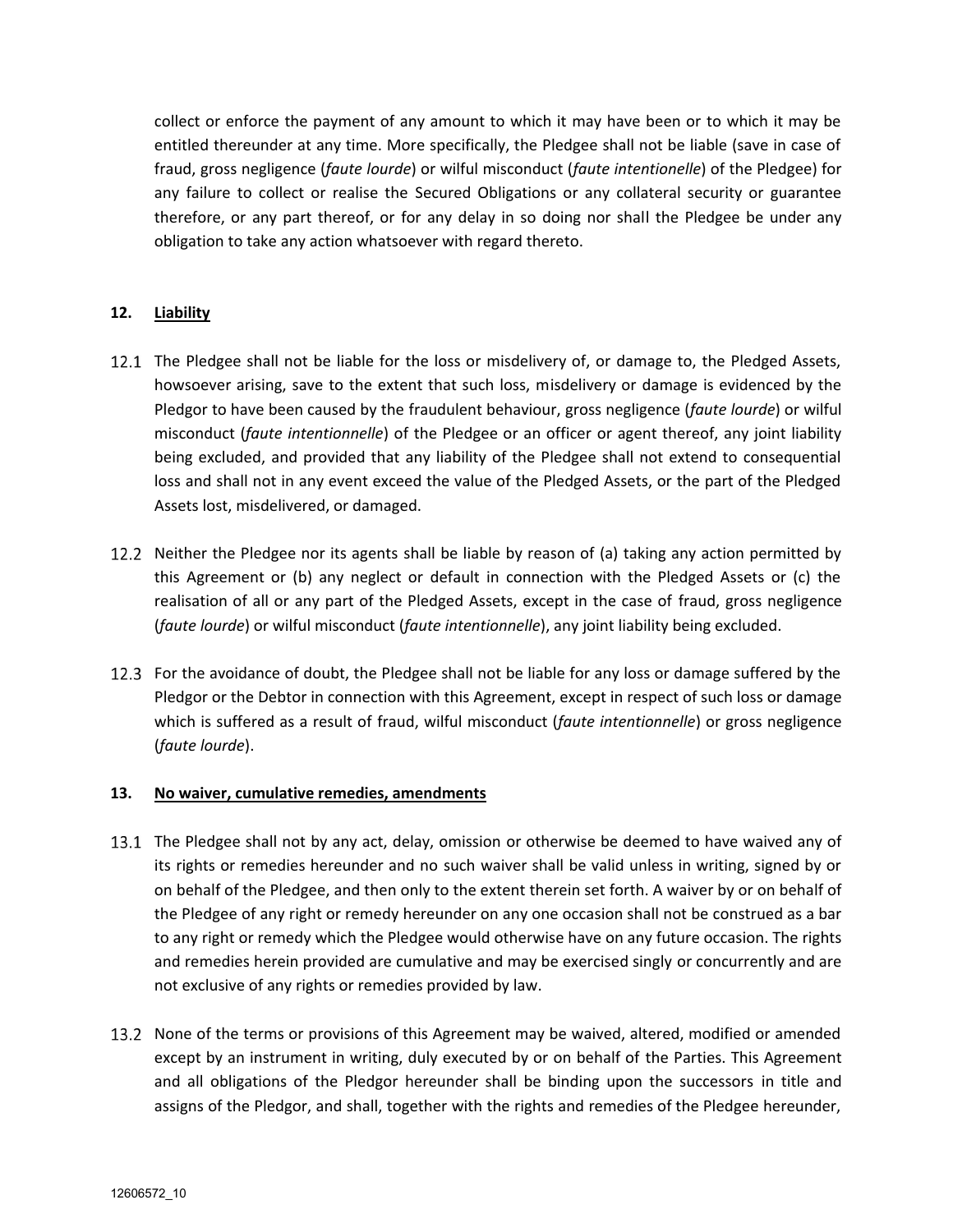collect or enforce the payment of any amount to which it may have been or to which it may be entitled thereunder at any time. More specifically, the Pledgee shall not be liable (save in case of fraud, gross negligence (*faute lourde*) or wilful misconduct (*faute intentionelle*) of the Pledgee) for any failure to collect or realise the Secured Obligations or any collateral security or guarantee therefore, or any part thereof, or for any delay in so doing nor shall the Pledgee be under any obligation to take any action whatsoever with regard thereto.

## 12. Liability

12.1 The Pledgee shall not be liable for the loss or misdelivery of, or damage to, the Pledged Assets, howsoever arising, save to the extent that such loss, misdelivery or damage is evidenced by the Pledgor to have been caused by the fraudulent behaviour, gross negligence (*faute lourde*) or wilful misconduct (*faute intentionnelle*) of the Pledgee or an officer or agent thereof, any joint liability being excluded, and provided that any liability of the Pledgee shall not extend to consequential loss and shall not in any event exceed the value of the Pledged Assets, or the part of the Pledged Assets lost, misdelivered, or damaged.

12.2 Neither the Pledgee nor its agents shall be liable by reason of (a) taking any action permitted by this Agreement or (b) any neglect or default in connection with the Pledged Assets or (c) the realisation of all or any part of the Pledged Assets, except in the case of fraud, gross negligence (*faute lourde*) or wilful misconduct (*faute intentionnelle*), any joint liability being excluded.

12.3 For the avoidance of doubt, the Pledgee shall not be liable for any loss or damage suffered by the Pledgor or the Debtor in connection with this Agreement, except in respect of such loss or damage which is suffered as a result of fraud, wilful misconduct (*faute intentionnelle*) or gross negligence (*faute lourde*).

## 13. No waiver, cumulative remedies, amendments

13.1 The Pledgee shall not by any act, delay, omission or otherwise be deemed to have waived any of its rights or remedies hereunder and no such waiver shall be valid unless in writing, signed by or on behalf of the Pledgee, and then only to the extent therein set forth. A waiver by or on behalf of the Pledgee of any right or remedy hereunder on any one occasion shall not be construed as a bar to any right or remedy which the Pledgee would otherwise have on any future occasion. The rights and remedies herein provided are cumulative and may be exercised singly or concurrently and are not exclusive of any rights or remedies provided by law.

13.2 None of the terms or provisions of this Agreement may be waived, altered, modified or amended except by an instrument in writing, duly executed by or on behalf of the Parties. This Agreement and all obligations of the Pledgor hereunder shall be binding upon the successors in title and assigns of the Pledgor, and shall, together with the rights and remedies of the Pledgee hereunder,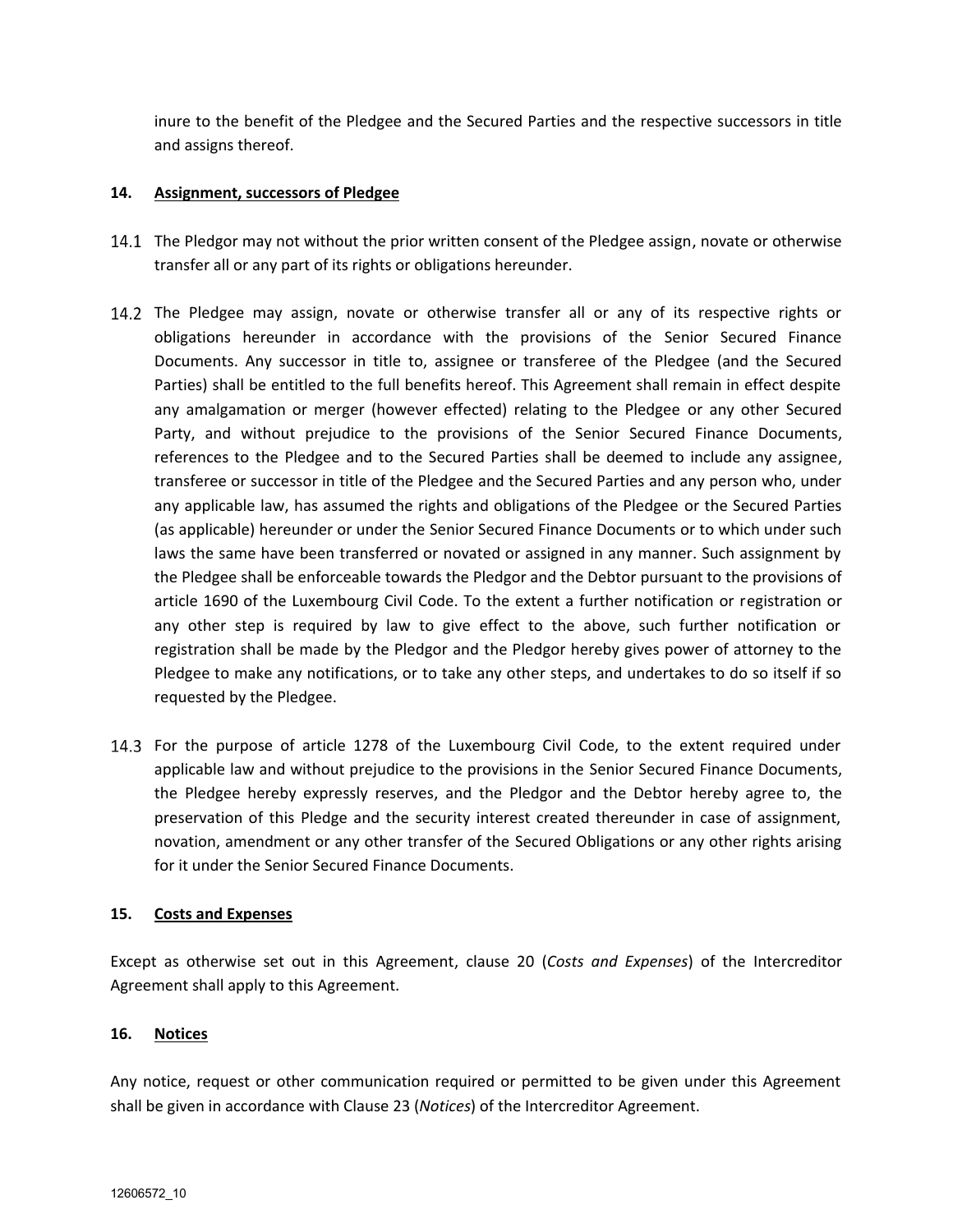inure to the benefit of the Pledgee and the Secured Parties and the respective successors in title and assigns thereof.

## 14. Assignment, successors of Pledgee

14.1 The Pledgor may not without the prior written consent of the Pledgee assign, novate or otherwise transfer all or any part of its rights or obligations hereunder.

14.2 The Pledgee may assign, novate or otherwise transfer all or any of its respective rights or obligations hereunder in accordance with the provisions of the Senior Secured Finance Documents. Any successor in title to, assignee or transferee of the Pledgee (and the Secured Parties) shall be entitled to the full benefits hereof. This Agreement shall remain in effect despite any amalgamation or merger (however effected) relating to the Pledgee or any other Secured Party, and without prejudice to the provisions of the Senior Secured Finance Documents, references to the Pledgee and to the Secured Parties shall be deemed to include any assignee, transferee or successor in title of the Pledgee and the Secured Parties and any person who, under any applicable law, has assumed the rights and obligations of the Pledgee or the Secured Parties (as applicable) hereunder or under the Senior Secured Finance Documents or to which under such laws the same have been transferred or novated or assigned in any manner. Such assignment by the Pledgee shall be enforceable towards the Pledgor and the Debtor pursuant to the provisions of article 1690 of the Luxembourg Civil Code. To the extent a further notification or registration or any other step is required by law to give effect to the above, such further notification or registration shall be made by the Pledgor and the Pledgor hereby gives power of attorney to the Pledgee to make any notifications, or to take any other steps, and undertakes to do so itself if so requested by the Pledgee.

14.3 For the purpose of article 1278 of the Luxembourg Civil Code, to the extent required under applicable law and without prejudice to the provisions in the Senior Secured Finance Documents, the Pledgee hereby expressly reserves, and the Pledgor and the Debtor hereby agree to, the preservation of this Pledge and the security interest created thereunder in case of assignment, novation, amendment or any other transfer of the Secured Obligations or any other rights arising for it under the Senior Secured Finance Documents.

## 15. Costs and Expenses

Except as otherwise set out in this Agreement, clause 20 (*Costs and Expenses*) of the Intercreditor Agreement shall apply to this Agreement.

## 16. Notices

Any notice, request or other communication required or permitted to be given under this Agreement shall be given in accordance with Clause 23 (*Notices*) of the Intercreditor Agreement.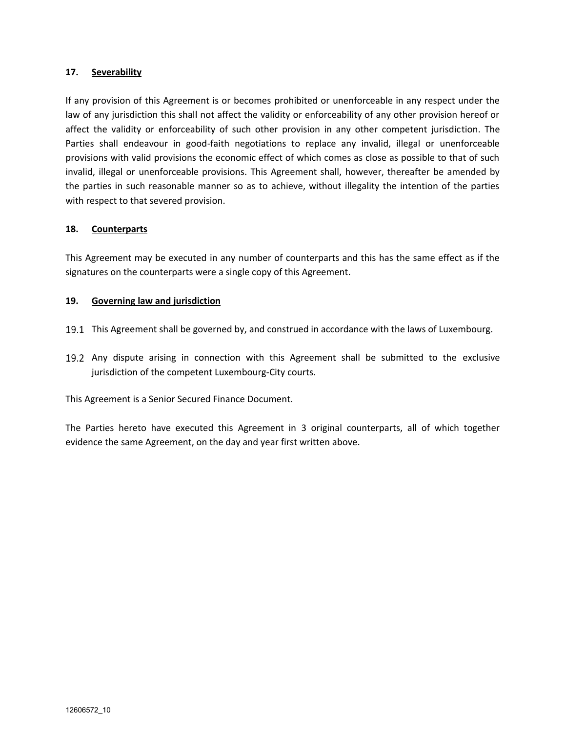## 17. <u>Severability</u>

If any provision of this Agreement is or becomes prohibited or unenforceable in any respect under the law of any jurisdiction this shall not affect the validity or enforceability of any other provision hereof or affect the validity or enforceability of such other provision in any other competent jurisdiction. The Parties shall endeavour in good-faith negotiations to replace any invalid, illegal or unenforceable provisions with valid provisions the economic effect of which comes as close as possible to that of such invalid, illegal or unenforceable provisions. This Agreement shall, however, thereafter be amended by the parties in such reasonable manner so as to achieve, without illegality the intention of the parties with respect to that severed provision.

## 18. <u>Counterparts</u>

This Agreement may be executed in any number of counterparts and this has the same effect as if the signatures on the counterparts were a single copy of this Agreement.

## 19. <u>Governing law and jurisdiction</u>

19.1 This Agreement shall be governed by, and construed in accordance with the laws of Luxembourg.

19.2 Any dispute arising in connection with this Agreement shall be submitted to the exclusive jurisdiction of the competent Luxembourg-City courts.

This Agreement is a Senior Secured Finance Document.

The Parties hereto have executed this Agreement in 3 original counterparts, all of which together evidence the same Agreement, on the day and year first written above.

12606572_10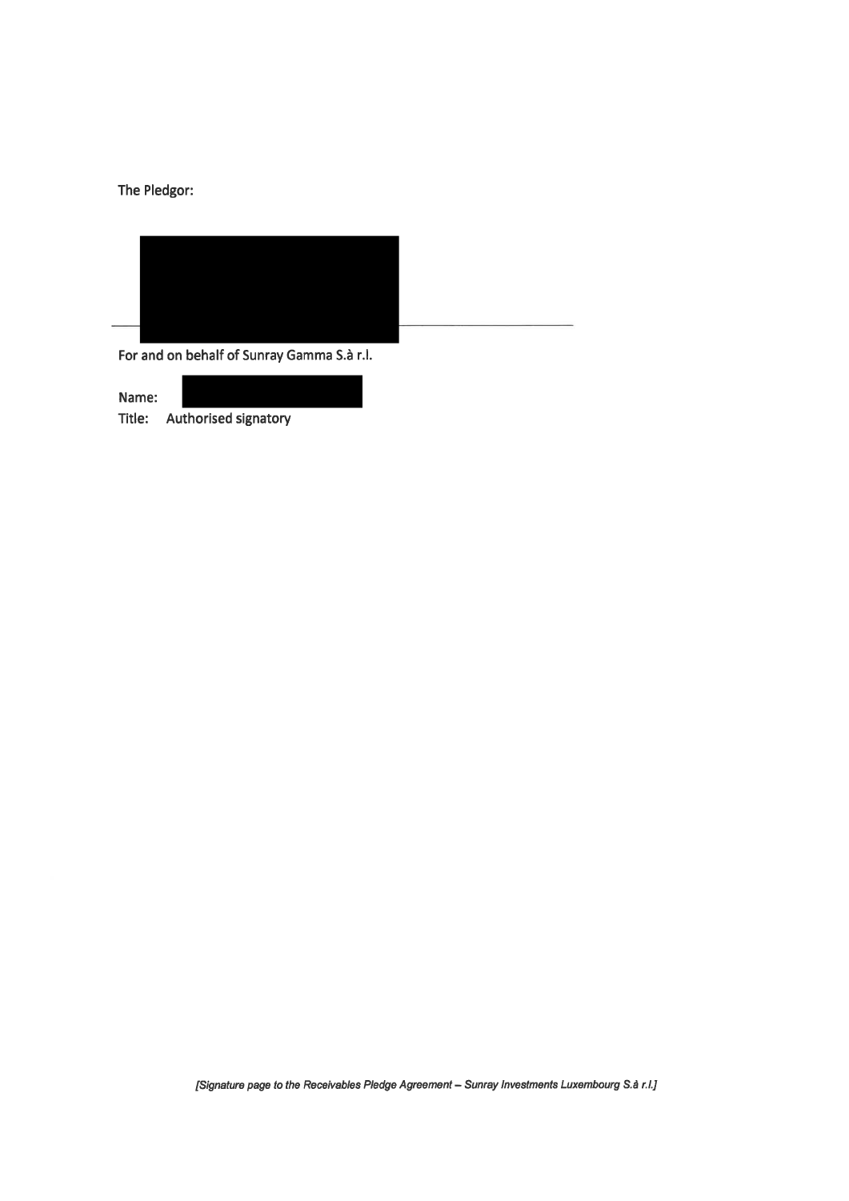The Pledgor:

\_\_\_\_\_\_\_\_\_\_\_\_\_\_\_\_\_\_\_\_\_\_\_\_\_\_\_\_\_\_\_\_\_\_\_\_\_\_\_\_

For and on behalf of Sunray Gamma S.à r.l.

Name:

Title: Authorised signatory

*[Signature page to the Receivables Pledge Agreement – Sunray Investments Luxembourg S.à r.l.]*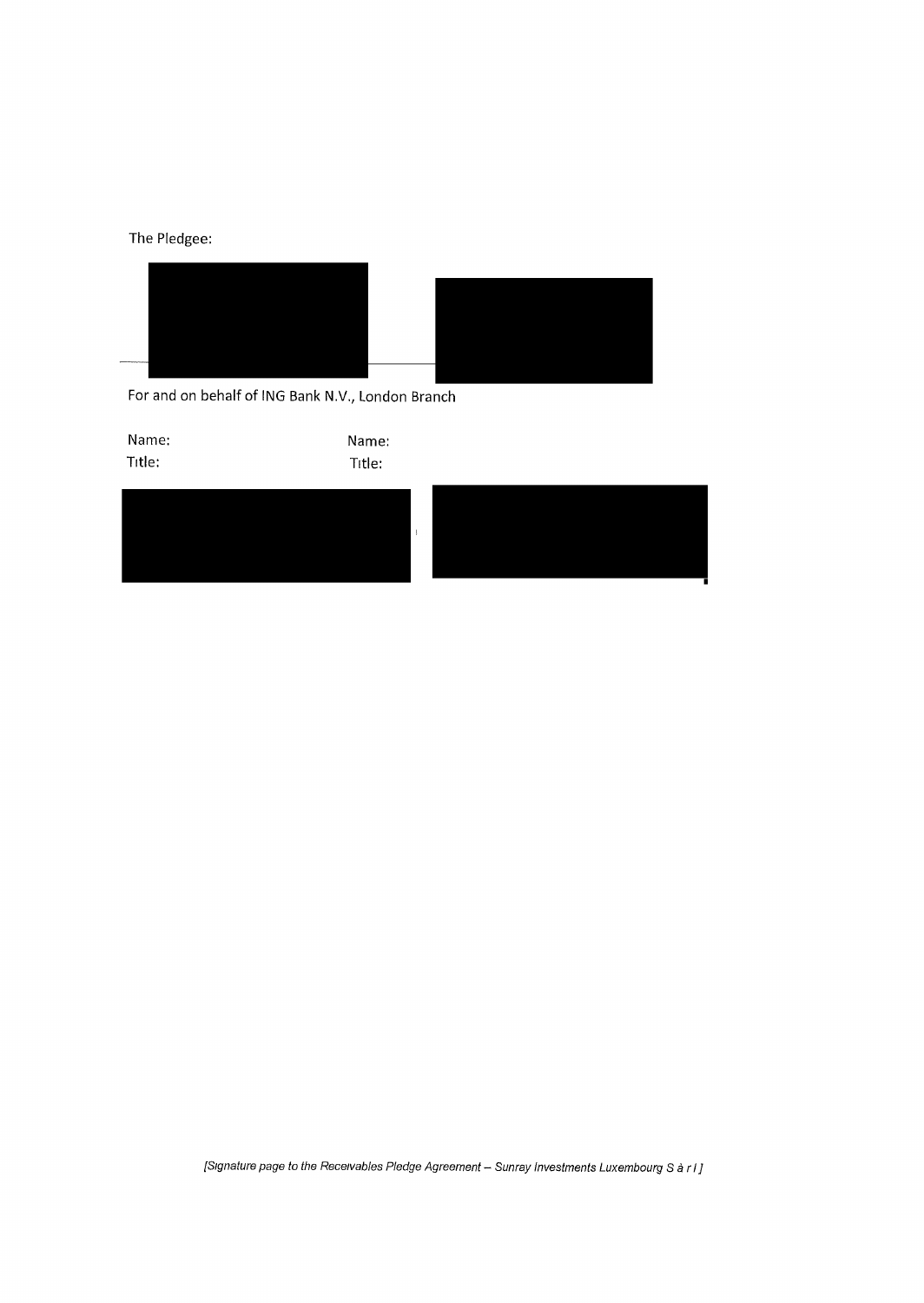The Pledgee:

For and on behalf of ING Bank N.V., London Branch

Name: Name:

Title: Title:

*[Signature page to the Receivables Pledge Agreement – Sunray Investments Luxembourg S à r l ]*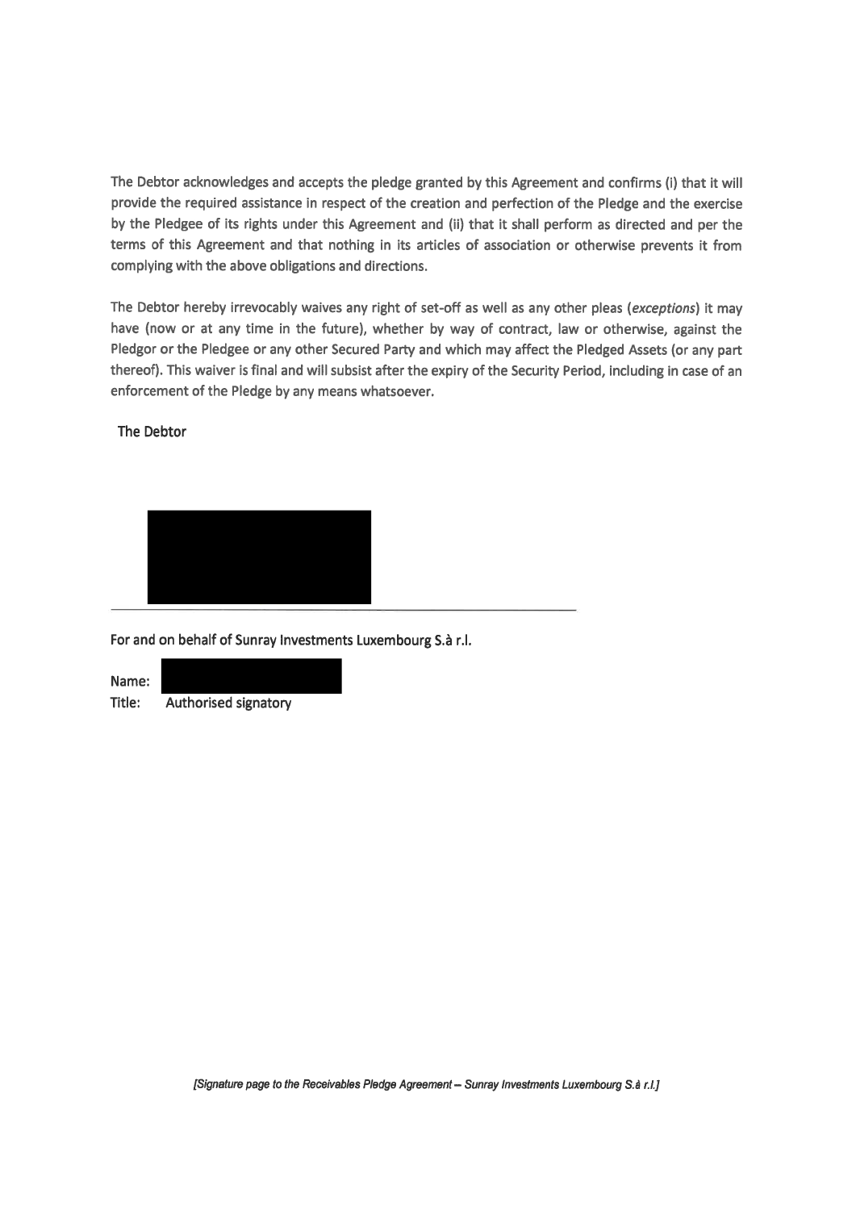The Debtor acknowledges and accepts the pledge granted by this Agreement and confirms (i) that it will provide the required assistance in respect of the creation and perfection of the Pledge and the exercise by the Pledgee of its rights under this Agreement and (ii) that it shall perform as directed and per the terms of this Agreement and that nothing in its articles of association or otherwise prevents it from complying with the above obligations and directions.

The Debtor hereby irrevocably waives any right of set-off as well as any other pleas (*exceptions*) it may have (now or at any time in the future), whether by way of contract, law or otherwise, against the Pledgor or the Pledgee or any other Secured Party and which may affect the Pledged Assets (or any part thereof). This waiver is final and will subsist after the expiry of the Security Period, including in case of an enforcement of the Pledge by any means whatsoever.

The Debtor

For and on behalf of Sunray Investments Luxembourg S.à r.l.

Name:

Title: Authorised signatory

*[Signature page to the Receivables Pledge Agreement – Sunray Investments Luxembourg S.à r.l.]*